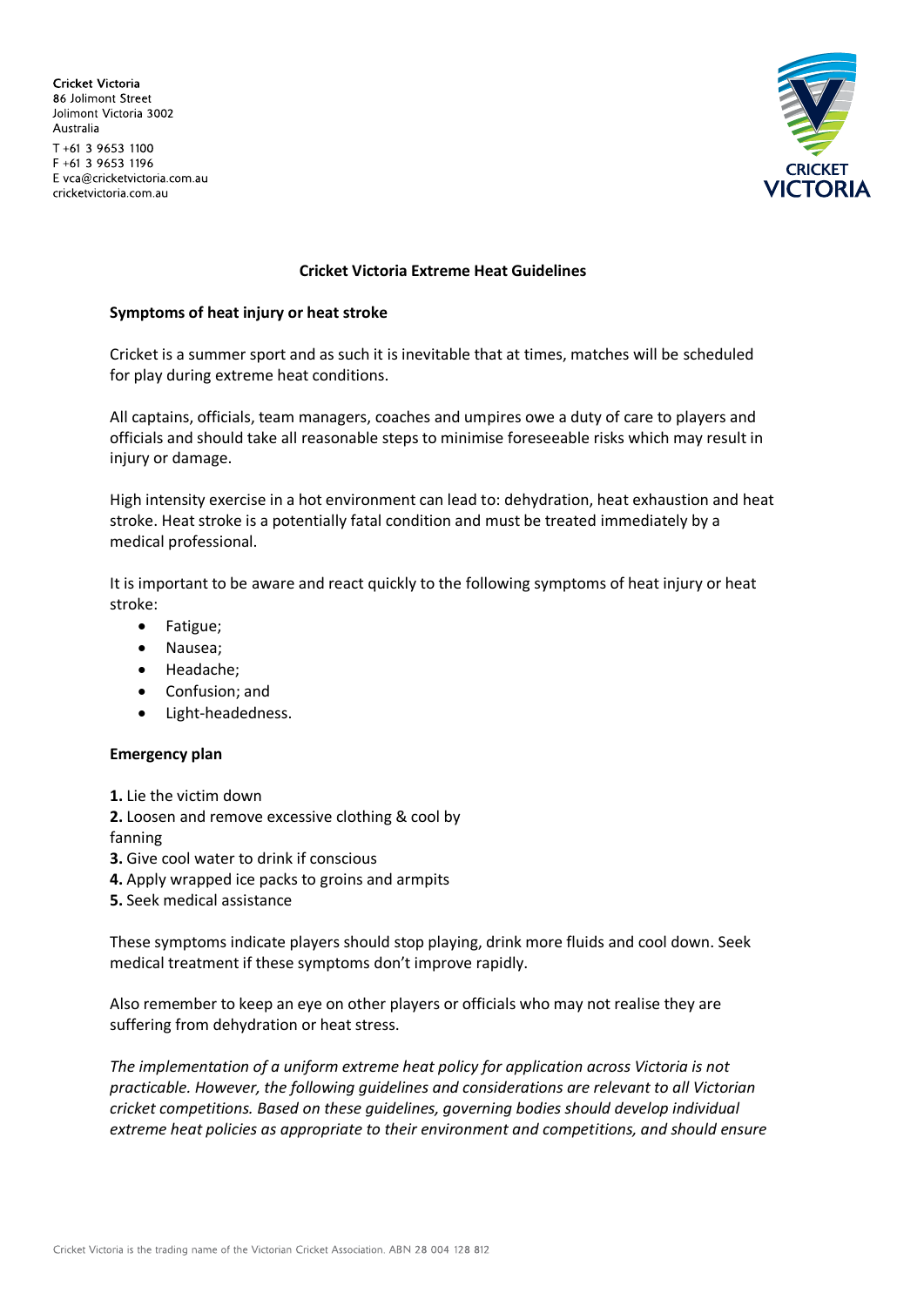Cricket Victoria
86 Jolimont Street
Jolimont Victoria 3002
Australia

T +61 3 9653 1100
F +61 3 9653 1196
E vca@cricketvictoria.com.au
cricketvictoria.com.au

# Cricket Victoria Extreme Heat Guidelines

## Symptoms of heat injury or heat stroke

Cricket is a summer sport and as such it is inevitable that at times, matches will be scheduled for play during extreme heat conditions.

All captains, officials, team managers, coaches and umpires owe a duty of care to players and officials and should take all reasonable steps to minimise foreseeable risks which may result in injury or damage.

High intensity exercise in a hot environment can lead to: dehydration, heat exhaustion and heat stroke. Heat stroke is a potentially fatal condition and must be treated immediately by a medical professional.

It is important to be aware and react quickly to the following symptoms of heat injury or heat stroke:

- Fatigue;
- Nausea;
- Headache;
- Confusion; and
- Light-headedness.

## Emergency plan

**1.** Lie the victim down
**2.** Loosen and remove excessive clothing & cool by fanning
**3.** Give cool water to drink if conscious
**4.** Apply wrapped ice packs to groins and armpits
**5.** Seek medical assistance

These symptoms indicate players should stop playing, drink more fluids and cool down. Seek medical treatment if these symptoms don't improve rapidly.

Also remember to keep an eye on other players or officials who may not realise they are suffering from dehydration or heat stress.

*The implementation of a uniform extreme heat policy for application across Victoria is not practicable. However, the following guidelines and considerations are relevant to all Victorian cricket competitions. Based on these guidelines, governing bodies should develop individual extreme heat policies as appropriate to their environment and competitions, and should ensure*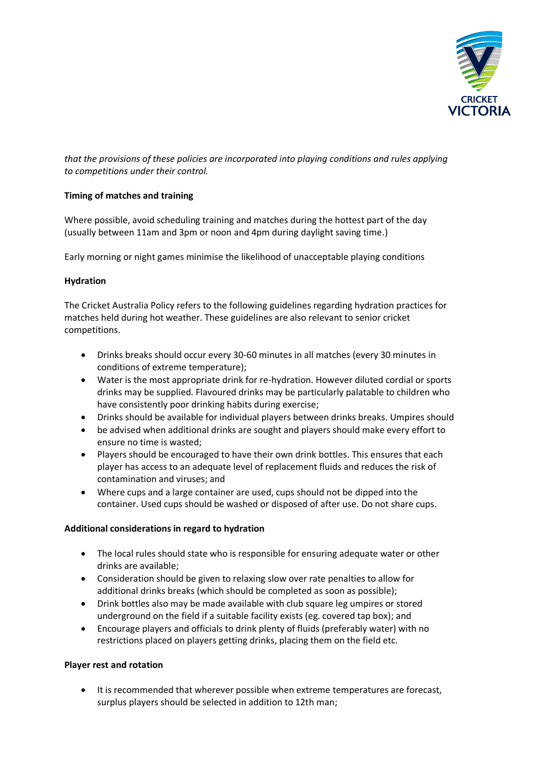*that the provisions of these policies are incorporated into playing conditions and rules applying to competitions under their control.*

**Timing of matches and training**

Where possible, avoid scheduling training and matches during the hottest part of the day (usually between 11am and 3pm or noon and 4pm during daylight saving time.)

Early morning or night games minimise the likelihood of unacceptable playing conditions

**Hydration**

The Cricket Australia Policy refers to the following guidelines regarding hydration practices for matches held during hot weather. These guidelines are also relevant to senior cricket competitions.

- Drinks breaks should occur every 30-60 minutes in all matches (every 30 minutes in conditions of extreme temperature);
- Water is the most appropriate drink for re-hydration. However diluted cordial or sports drinks may be supplied. Flavoured drinks may be particularly palatable to children who have consistently poor drinking habits during exercise;
- Drinks should be available for individual players between drinks breaks. Umpires should
- be advised when additional drinks are sought and players should make every effort to ensure no time is wasted;
- Players should be encouraged to have their own drink bottles. This ensures that each player has access to an adequate level of replacement fluids and reduces the risk of contamination and viruses; and
- Where cups and a large container are used, cups should not be dipped into the container. Used cups should be washed or disposed of after use. Do not share cups.

**Additional considerations in regard to hydration**

- The local rules should state who is responsible for ensuring adequate water or other drinks are available;
- Consideration should be given to relaxing slow over rate penalties to allow for additional drinks breaks (which should be completed as soon as possible);
- Drink bottles also may be made available with club square leg umpires or stored underground on the field if a suitable facility exists (eg. covered tap box); and
- Encourage players and officials to drink plenty of fluids (preferably water) with no restrictions placed on players getting drinks, placing them on the field etc.

**Player rest and rotation**

- It is recommended that wherever possible when extreme temperatures are forecast, surplus players should be selected in addition to 12th man;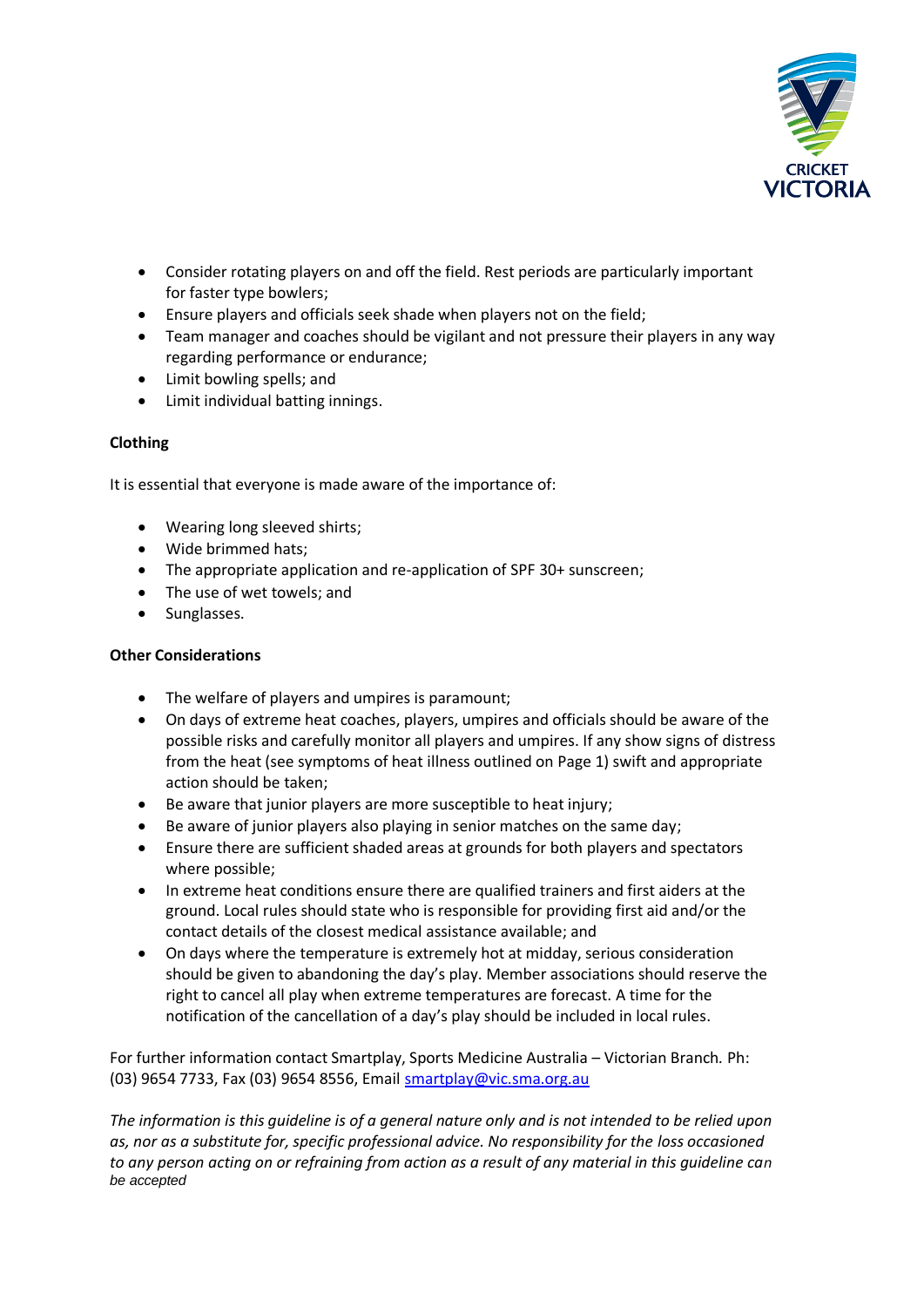- Consider rotating players on and off the field. Rest periods are particularly important for faster type bowlers;
- Ensure players and officials seek shade when players not on the field;
- Team manager and coaches should be vigilant and not pressure their players in any way regarding performance or endurance;
- Limit bowling spells; and
- Limit individual batting innings.

**Clothing**

It is essential that everyone is made aware of the importance of:

- Wearing long sleeved shirts;
- Wide brimmed hats;
- The appropriate application and re-application of SPF 30+ sunscreen;
- The use of wet towels; and
- Sunglasses.

**Other Considerations**

- The welfare of players and umpires is paramount;
- On days of extreme heat coaches, players, umpires and officials should be aware of the possible risks and carefully monitor all players and umpires. If any show signs of distress from the heat (see symptoms of heat illness outlined on Page 1) swift and appropriate action should be taken;
- Be aware that junior players are more susceptible to heat injury;
- Be aware of junior players also playing in senior matches on the same day;
- Ensure there are sufficient shaded areas at grounds for both players and spectators where possible;
- In extreme heat conditions ensure there are qualified trainers and first aiders at the ground. Local rules should state who is responsible for providing first aid and/or the contact details of the closest medical assistance available; and
- On days where the temperature is extremely hot at midday, serious consideration should be given to abandoning the day's play. Member associations should reserve the right to cancel all play when extreme temperatures are forecast. A time for the notification of the cancellation of a day's play should be included in local rules.

For further information contact Smartplay, Sports Medicine Australia – Victorian Branch. Ph: (03) 9654 7733, Fax (03) 9654 8556, Email smartplay@vic.sma.org.au

*The information is this guideline is of a general nature only and is not intended to be relied upon as, nor as a substitute for, specific professional advice. No responsibility for the loss occasioned to any person acting on or refraining from action as a result of any material in this guideline can be accepted*